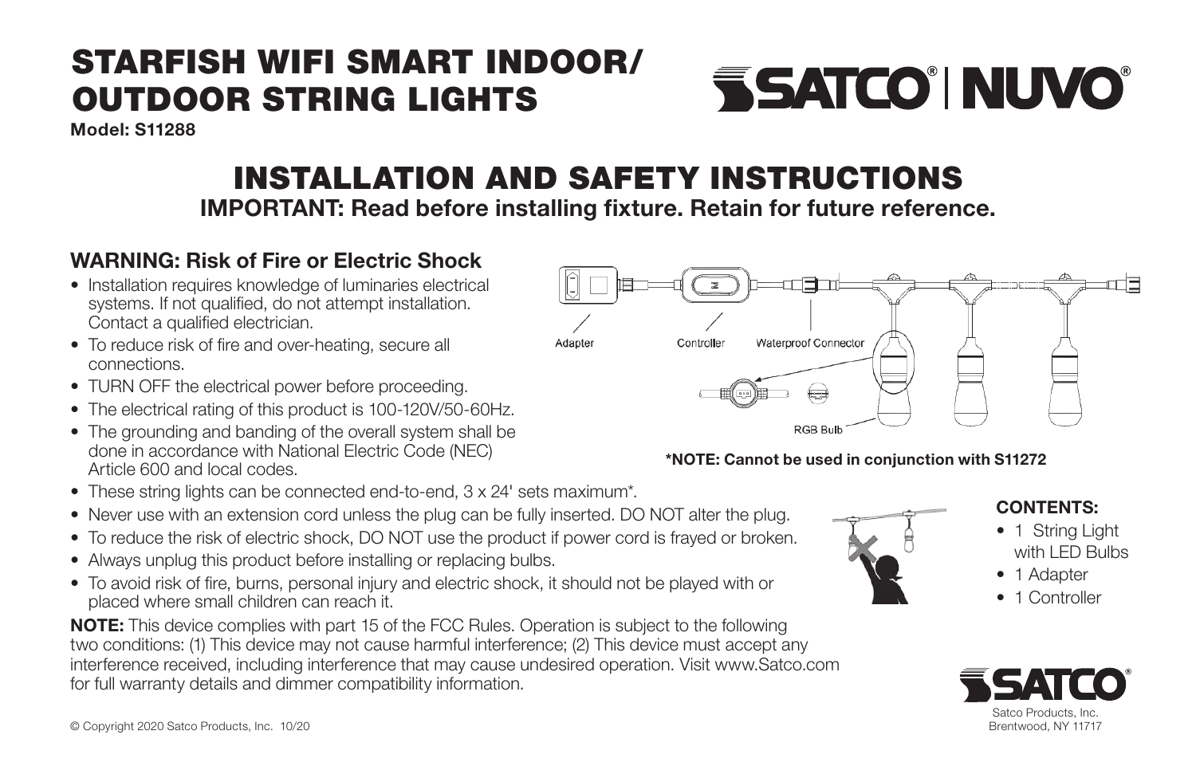# STARFISH WIFI SMART INDOOR/ OUTDOOR STRING LIGHTS

**Model: S11288**

SATCO | NUVO

## INSTALLATION AND SAFETY INSTRUCTIONS

**IMPORTANT: Read before installing fixture. Retain for future reference.**

### WARNING: Risk of Fire or Electric Shock

- Installation requires knowledge of luminaries electrical systems. If not qualified, do not attempt installation. Contact a qualified electrician.
- To reduce risk of fire and over-heating, secure all connections.
- TURN OFF the electrical power before proceeding.
- The electrical rating of this product is 100-120V/50-60Hz.
- The grounding and banding of the overall system shall be done in accordance with National Electric Code (NEC) Article 600 and local codes.
- These string lights can be connected end-to-end, 3 x 24' sets maximum*.
- Never use with an extension cord unless the plug can be fully inserted. DO NOT alter the plug.
- To reduce the risk of electric shock, DO NOT use the product if power cord is frayed or broken.
- Always unplug this product before installing or replacing bulbs.
- To avoid risk of fire, burns, personal injury and electric shock, it should not be played with or placed where small children can reach it.

Adapter | Controller | Waterproof Connector | RGB Bulb

**\*NOTE: Cannot be used in conjunction with S11272**

### CONTENTS:

- 1 String Light with LED Bulbs
- 1 Adapter
- 1 Controller

**NOTE:** This device complies with part 15 of the FCC Rules. Operation is subject to the following two conditions: (1) This device may not cause harmful interference; (2) This device must accept any interference received, including interference that may cause undesired operation. Visit www.Satco.com for full warranty details and dimmer compatibility information.

© Copyright 2020 Satco Products, Inc. 10/20

SATCO
Satco Products, Inc.
Brentwood, NY 11717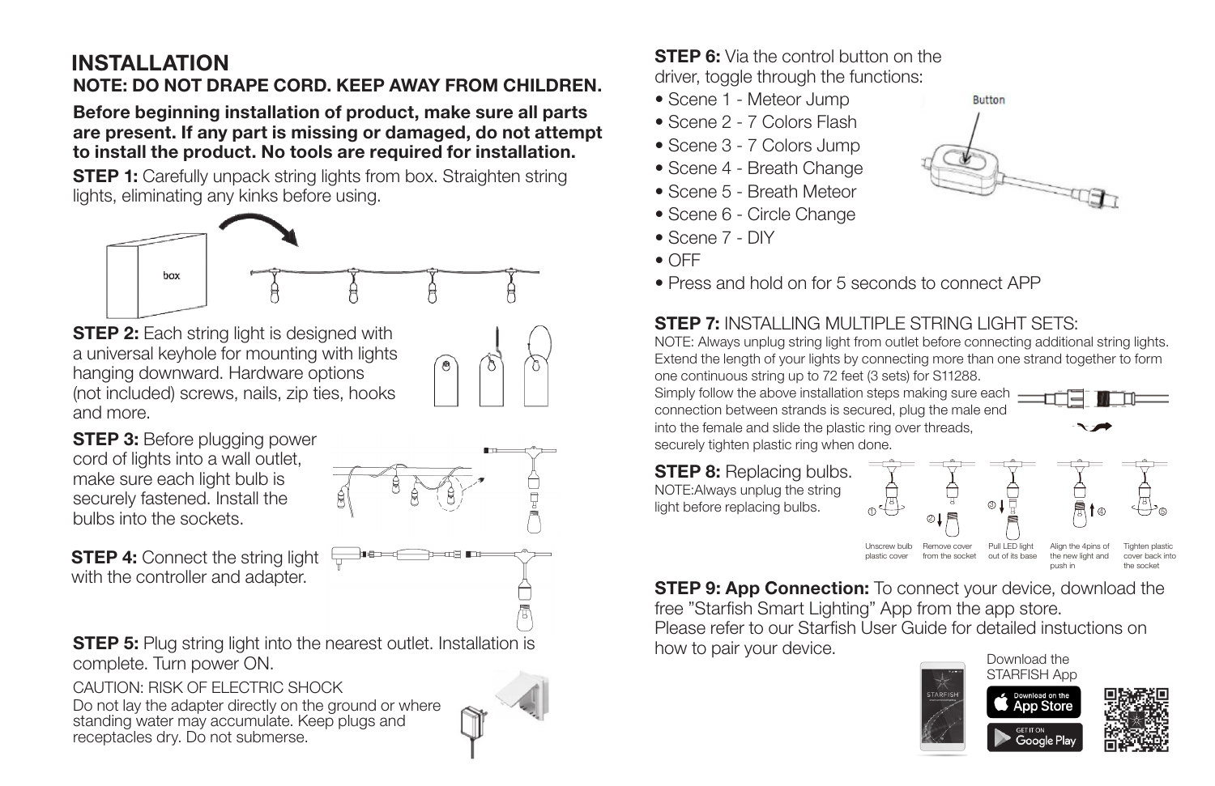# INSTALLATION

**NOTE: DO NOT DRAPE CORD. KEEP AWAY FROM CHILDREN.**

**Before beginning installation of product, make sure all parts are present. If any part is missing or damaged, do not attempt to install the product. No tools are required for installation.**

**STEP 1:** Carefully unpack string lights from box. Straighten string lights, eliminating any kinks before using.

box

**STEP 2:** Each string light is designed with a universal keyhole for mounting with lights hanging downward. Hardware options (not included) screws, nails, zip ties, hooks and more.

**STEP 3:** Before plugging power cord of lights into a wall outlet, make sure each light bulb is securely fastened. Install the bulbs into the sockets.

**STEP 4:** Connect the string light with the controller and adapter.

**STEP 5:** Plug string light into the nearest outlet. Installation is complete. Turn power ON.

CAUTION: RISK OF ELECTRIC SHOCK

Do not lay the adapter directly on the ground or where standing water may accumulate. Keep plugs and receptacles dry. Do not submerse.

**STEP 6:** Via the control button on the driver, toggle through the functions:

- Scene 1 - Meteor Jump
- Scene 2 - 7 Colors Flash
- Scene 3 - 7 Colors Jump
- Scene 4 - Breath Change
- Scene 5 - Breath Meteor
- Scene 6 - Circle Change
- Scene 7 - DIY
- OFF
- Press and hold on for 5 seconds to connect APP

Button

**STEP 7:** INSTALLING MULTIPLE STRING LIGHT SETS:

NOTE: Always unplug string light from outlet before connecting additional string lights. Extend the length of your lights by connecting more than one strand together to form one continuous string up to 72 feet (3 sets) for S11288.

Simply follow the above installation steps making sure each connection between strands is secured, plug the male end into the female and slide the plastic ring over threads, securely tighten plastic ring when done.

**STEP 8:** Replacing bulbs.

NOTE:Always unplug the string light before replacing bulbs.

① Unscrew bulb plastic cover
② Remove cover from the socket
③ Pull LED light out of its base
④ Align the 4pins of the new light and push in
⑤ Tighten plastic cover back into the socket

**STEP 9: App Connection:** To connect your device, download the free "Starfish Smart Lighting" App from the app store.
Please refer to our Starfish User Guide for detailed instuctions on how to pair your device.

Download the STARFISH App

Download on the App Store

GET IT ON Google Play